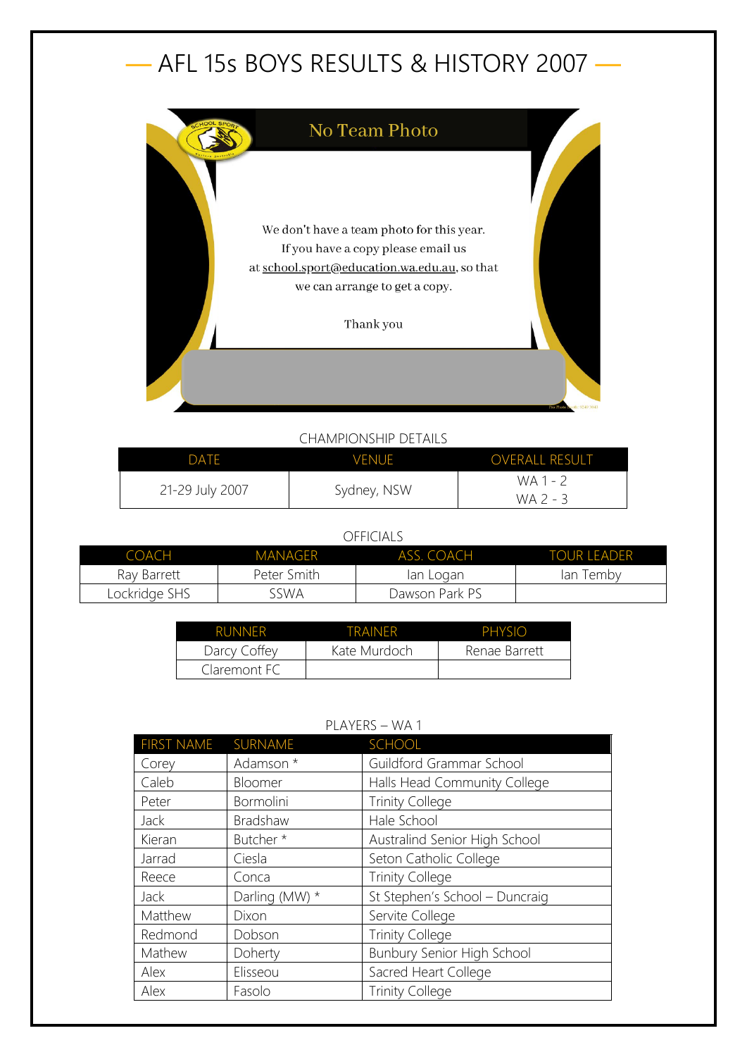# — AFL 15s BOYS RESULTS & HISTORY 2007 —

No Team Photo

We don't have a team photo for this year. If you have a copy please email us at school.sport@education.wa.edu.au, so that we can arrange to get a copy.

Thank you

CHAMPIONSHIP DETAILS

| DATE | VENUE | OVERALL RESULT |
|---|---|---|
| 21-29 July 2007 | Sydney, NSW | WA 1 - 2<br>WA 2 - 3 |

OFFICIALS

| COACH | MANAGER | ASS. COACH | TOUR LEADER |
|---|---|---|---|
| Ray Barrett | Peter Smith | Ian Logan | Ian Temby |
| Lockridge SHS | SSWA | Dawson Park PS | |

| RUNNER | TRAINER | PHYSIO |
|---|---|---|
| Darcy Coffey | Kate Murdoch | Renae Barrett |
| Claremont FC | | |

PLAYERS – WA 1

| FIRST NAME | SURNAME | SCHOOL |
|---|---|---|
| Corey | Adamson * | Guildford Grammar School |
| Caleb | Bloomer | Halls Head Community College |
| Peter | Bormolini | Trinity College |
| Jack | Bradshaw | Hale School |
| Kieran | Butcher * | Australind Senior High School |
| Jarrad | Ciesla | Seton Catholic College |
| Reece | Conca | Trinity College |
| Jack | Darling (MW) * | St Stephen's School – Duncraig |
| Matthew | Dixon | Servite College |
| Redmond | Dobson | Trinity College |
| Mathew | Doherty | Bunbury Senior High School |
| Alex | Elisseou | Sacred Heart College |
| Alex | Fasolo | Trinity College |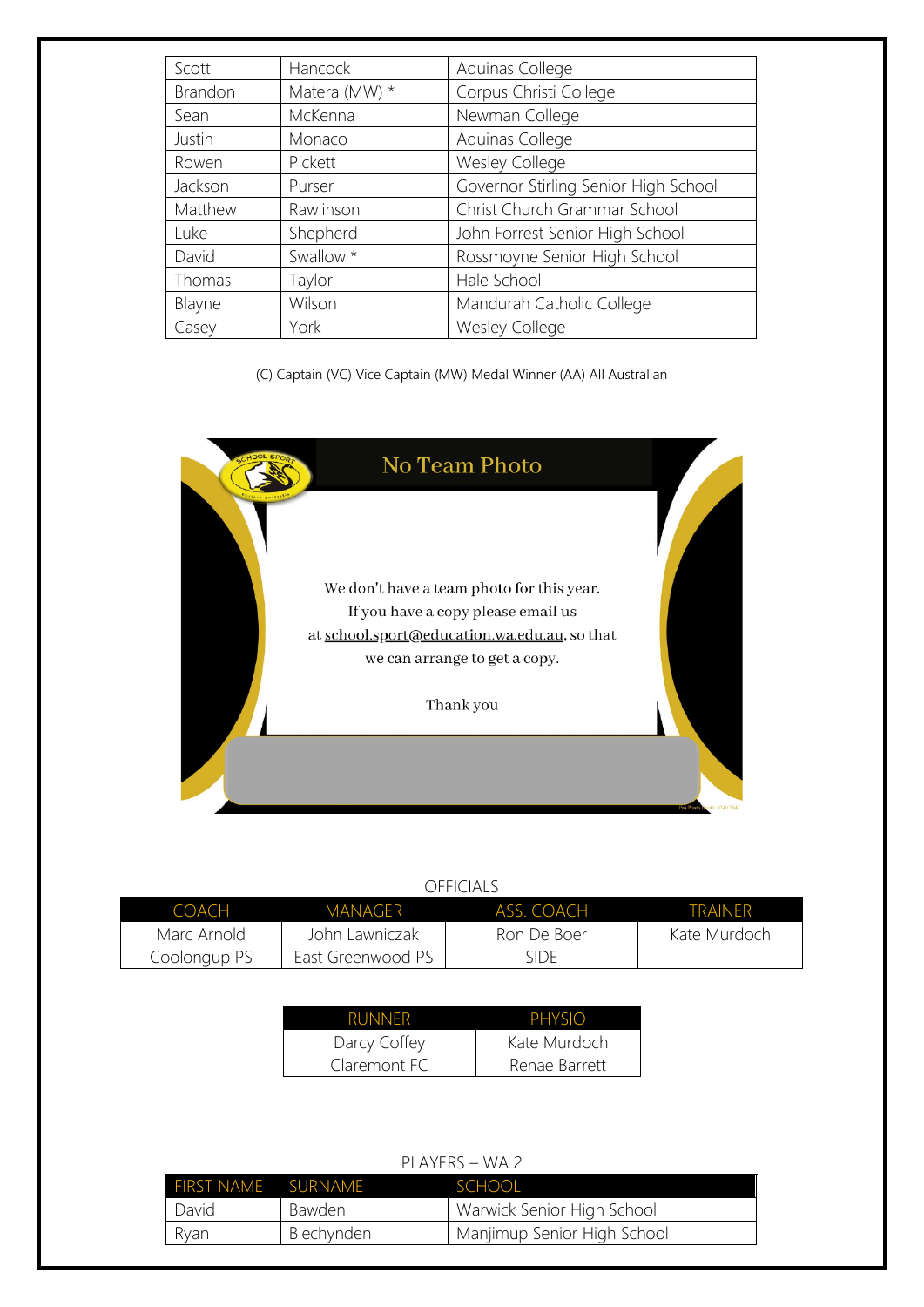| | | |
|---|---|---|
| Scott | Hancock | Aquinas College |
| Brandon | Matera (MW) * | Corpus Christi College |
| Sean | McKenna | Newman College |
| Justin | Monaco | Aquinas College |
| Rowen | Pickett | Wesley College |
| Jackson | Purser | Governor Stirling Senior High School |
| Matthew | Rawlinson | Christ Church Grammar School |
| Luke | Shepherd | John Forrest Senior High School |
| David | Swallow * | Rossmoyne Senior High School |
| Thomas | Taylor | Hale School |
| Blayne | Wilson | Mandurah Catholic College |
| Casey | York | Wesley College |

(C) Captain (VC) Vice Captain (MW) Medal Winner (AA) All Australian

No Team Photo

We don't have a team photo for this year.
If you have a copy please email us
at school.sport@education.wa.edu.au, so that
we can arrange to get a copy.

Thank you

OFFICIALS

| COACH | MANAGER | ASS. COACH | TRAINER |
|---|---|---|---|
| Marc Arnold | John Lawniczak | Ron De Boer | Kate Murdoch |
| Coolongup PS | East Greenwood PS | SIDE | |

| RUNNER | PHYSIO |
|---|---|
| Darcy Coffey | Kate Murdoch |
| Claremont FC | Renae Barrett |

PLAYERS – WA 2

| FIRST NAME | SURNAME | SCHOOL |
|---|---|---|
| David | Bawden | Warwick Senior High School |
| Ryan | Blechynden | Manjimup Senior High School |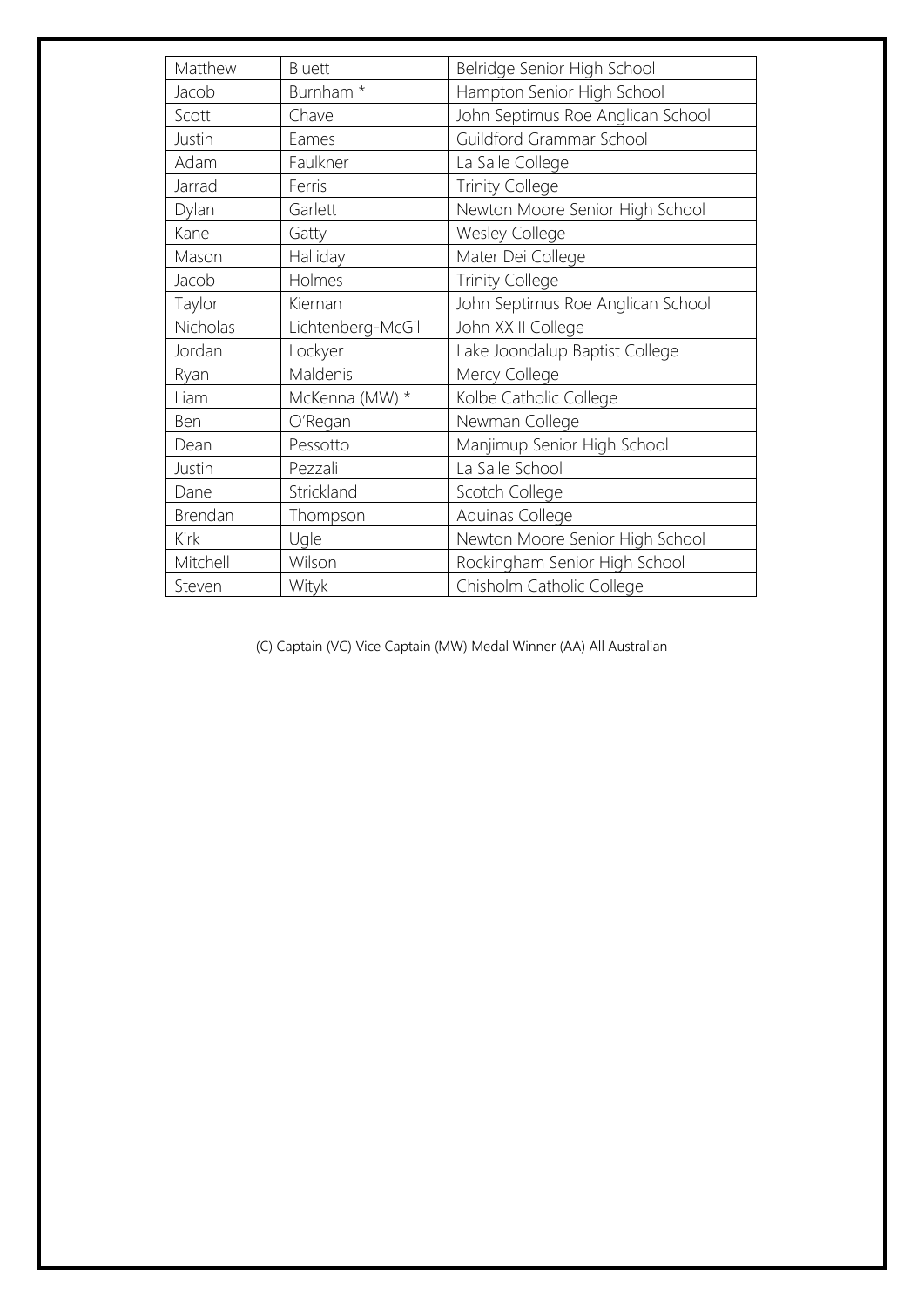| | | |
|---|---|---|
| Matthew | Bluett | Belridge Senior High School |
| Jacob | Burnham * | Hampton Senior High School |
| Scott | Chave | John Septimus Roe Anglican School |
| Justin | Eames | Guildford Grammar School |
| Adam | Faulkner | La Salle College |
| Jarrad | Ferris | Trinity College |
| Dylan | Garlett | Newton Moore Senior High School |
| Kane | Gatty | Wesley College |
| Mason | Halliday | Mater Dei College |
| Jacob | Holmes | Trinity College |
| Taylor | Kiernan | John Septimus Roe Anglican School |
| Nicholas | Lichtenberg-McGill | John XXIII College |
| Jordan | Lockyer | Lake Joondalup Baptist College |
| Ryan | Maldenis | Mercy College |
| Liam | McKenna (MW) * | Kolbe Catholic College |
| Ben | O'Regan | Newman College |
| Dean | Pessotto | Manjimup Senior High School |
| Justin | Pezzali | La Salle School |
| Dane | Strickland | Scotch College |
| Brendan | Thompson | Aquinas College |
| Kirk | Ugle | Newton Moore Senior High School |
| Mitchell | Wilson | Rockingham Senior High School |
| Steven | Wityk | Chisholm Catholic College |

(C) Captain (VC) Vice Captain (MW) Medal Winner (AA) All Australian